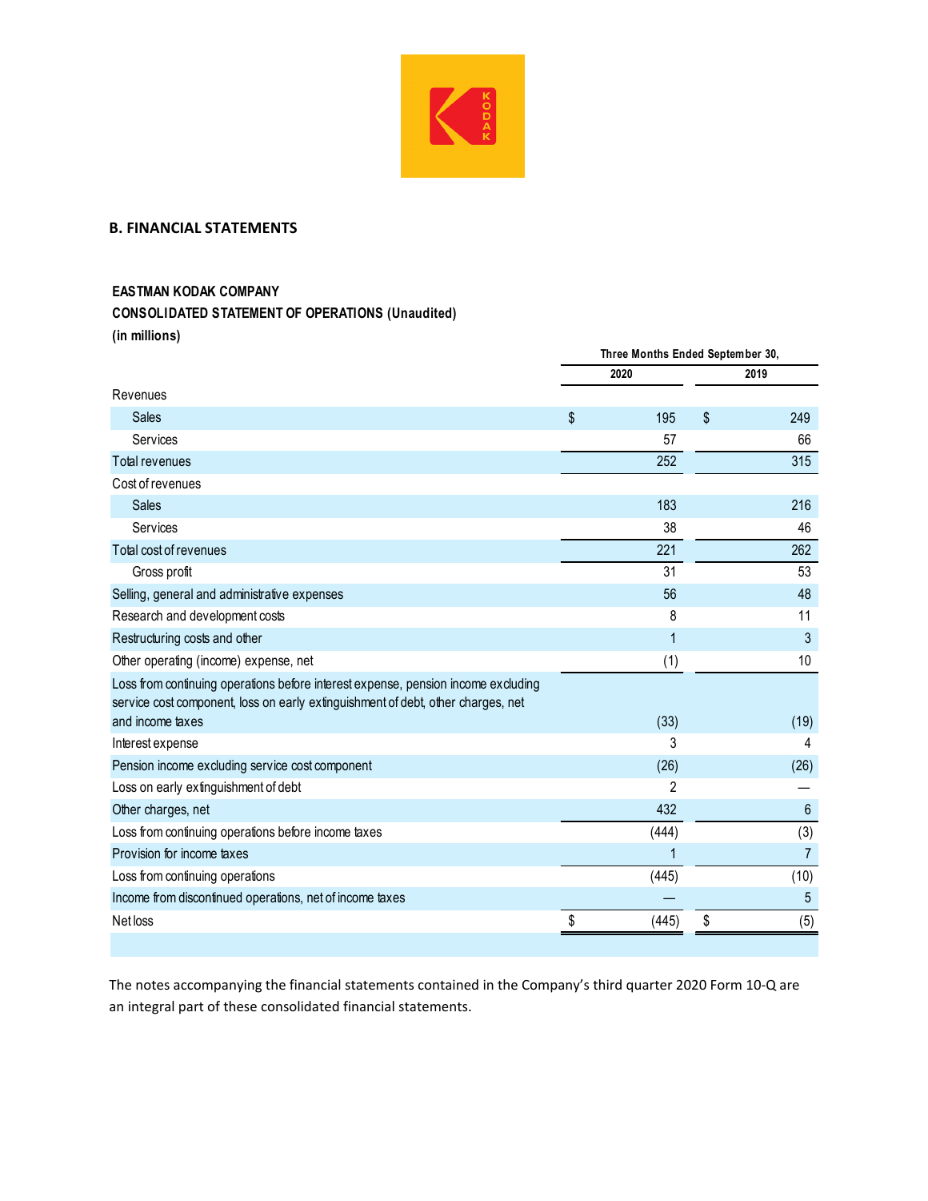## B. FINANCIAL STATEMENTS

**EASTMAN KODAK COMPANY**
**CONSOLIDATED STATEMENT OF OPERATIONS (Unaudited)**
**(in millions)**

| | Three Months Ended September 30, | |
|---|---|---|
| | 2020 | 2019 |
| Revenues | | |
| Sales | $ 195 | $ 249 |
| Services | 57 | 66 |
| Total revenues | 252 | 315 |
| Cost of revenues | | |
| Sales | 183 | 216 |
| Services | 38 | 46 |
| Total cost of revenues | 221 | 262 |
| Gross profit | 31 | 53 |
| Selling, general and administrative expenses | 56 | 48 |
| Research and development costs | 8 | 11 |
| Restructuring costs and other | 1 | 3 |
| Other operating (income) expense, net | (1) | 10 |
| Loss from continuing operations before interest expense, pension income excluding service cost component, loss on early extinguishment of debt, other charges, net and income taxes | (33) | (19) |
| Interest expense | 3 | 4 |
| Pension income excluding service cost component | (26) | (26) |
| Loss on early extinguishment of debt | 2 | — |
| Other charges, net | 432 | 6 |
| Loss from continuing operations before income taxes | (444) | (3) |
| Provision for income taxes | 1 | 7 |
| Loss from continuing operations | (445) | (10) |
| Income from discontinued operations, net of income taxes | — | 5 |
| Net loss | $ (445) | $ (5) |

The notes accompanying the financial statements contained in the Company's third quarter 2020 Form 10-Q are an integral part of these consolidated financial statements.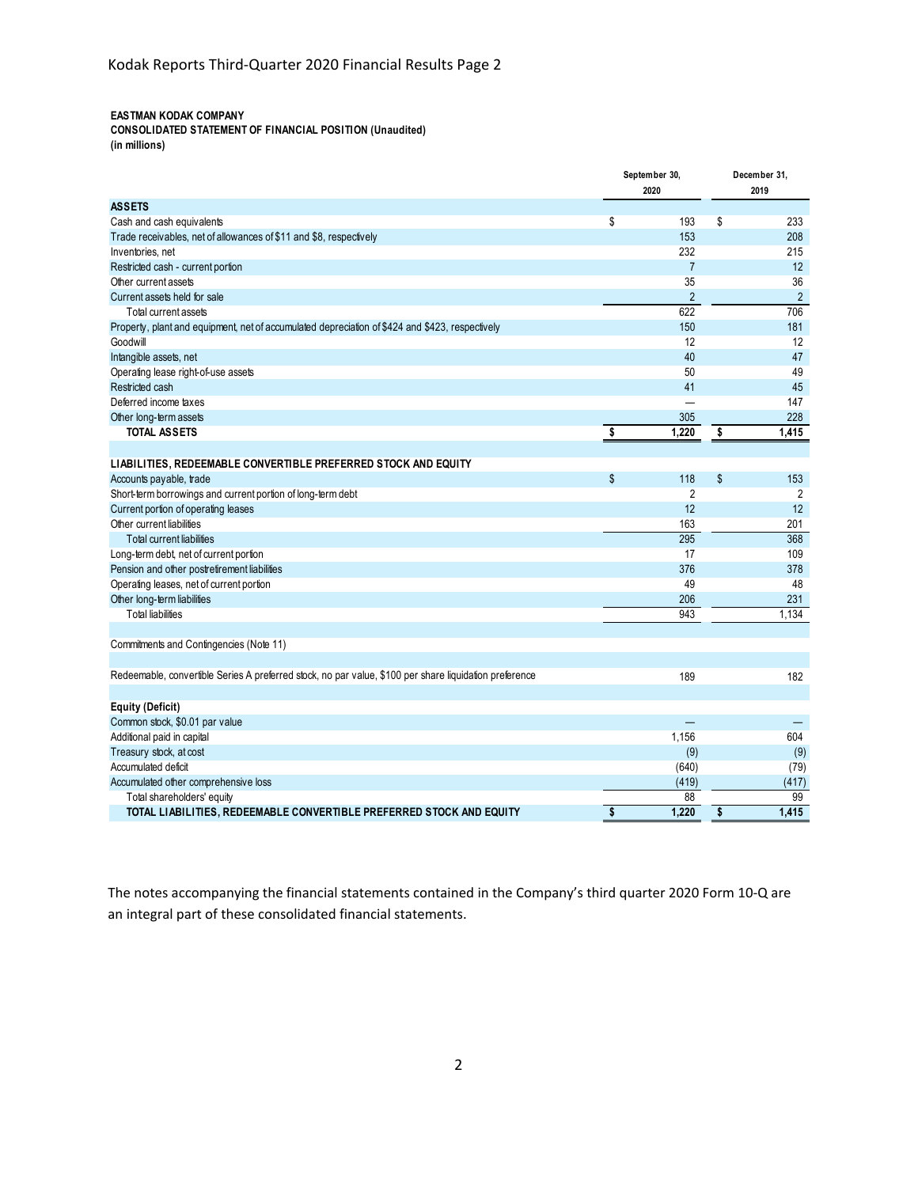**EASTMAN KODAK COMPANY**
**CONSOLIDATED STATEMENT OF FINANCIAL POSITION (Unaudited)**
**(in millions)**

| | September 30, 2020 | December 31, 2019 |
|---|---|---|
| **ASSETS** | | |
| Cash and cash equivalents | $ 193 | $ 233 |
| Trade receivables, net of allowances of $11 and $8, respectively | 153 | 208 |
| Inventories, net | 232 | 215 |
| Restricted cash - current portion | 7 | 12 |
| Other current assets | 35 | 36 |
| Current assets held for sale | 2 | 2 |
| Total current assets | 622 | 706 |
| Property, plant and equipment, net of accumulated depreciation of $424 and $423, respectively | 150 | 181 |
| Goodwill | 12 | 12 |
| Intangible assets, net | 40 | 47 |
| Operating lease right-of-use assets | 50 | 49 |
| Restricted cash | 41 | 45 |
| Deferred income taxes | — | 147 |
| Other long-term assets | 305 | 228 |
| **TOTAL ASSETS** | **$ 1,220** | **$ 1,415** |
| | | |
| **LIABILITIES, REDEEMABLE CONVERTIBLE PREFERRED STOCK AND EQUITY** | | |
| Accounts payable, trade | $ 118 | $ 153 |
| Short-term borrowings and current portion of long-term debt | 2 | 2 |
| Current portion of operating leases | 12 | 12 |
| Other current liabilities | 163 | 201 |
| Total current liabilities | 295 | 368 |
| Long-term debt, net of current portion | 17 | 109 |
| Pension and other postretirement liabilities | 376 | 378 |
| Operating leases, net of current portion | 49 | 48 |
| Other long-term liabilities | 206 | 231 |
| Total liabilities | 943 | 1,134 |
| | | |
| Commitments and Contingencies (Note 11) | | |
| | | |
| Redeemable, convertible Series A preferred stock, no par value, $100 per share liquidation preference | 189 | 182 |
| | | |
| **Equity (Deficit)** | | |
| Common stock, $0.01 par value | — | — |
| Additional paid in capital | 1,156 | 604 |
| Treasury stock, at cost | (9) | (9) |
| Accumulated deficit | (640) | (79) |
| Accumulated other comprehensive loss | (419) | (417) |
| Total shareholders' equity | 88 | 99 |
| **TOTAL LIABILITIES, REDEEMABLE CONVERTIBLE PREFERRED STOCK AND EQUITY** | **$ 1,220** | **$ 1,415** |

The notes accompanying the financial statements contained in the Company's third quarter 2020 Form 10-Q are an integral part of these consolidated financial statements.